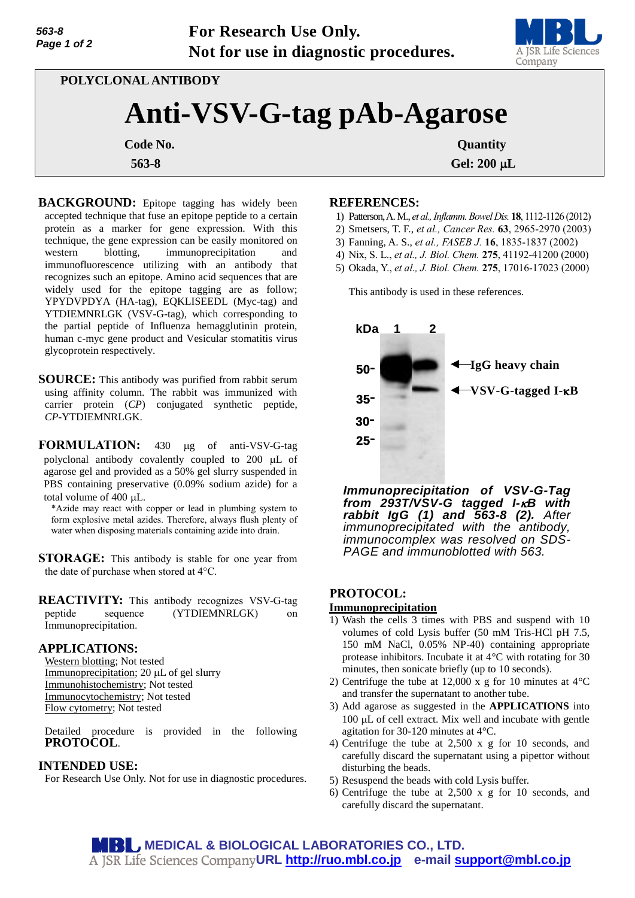For Research Use Only.
Not for use in diagnostic procedures.

POLYCLONAL ANTIBODY

# Anti-VSV-G-tag pAb-Agarose

| Code No. | Quantity |
|---|---|
| 563-8 | Gel: 200 μL |

**BACKGROUND:** Epitope tagging has widely been accepted technique that fuse an epitope peptide to a certain protein as a marker for gene expression. With this technique, the gene expression can be easily monitored on western blotting, immunoprecipitation and immunofluorescence utilizing with an antibody that recognizes such an epitope. Amino acid sequences that are widely used for the epitope tagging are as follow; YPYDVPDYA (HA-tag), EQKLISEEDL (Myc-tag) and YTDIEMNRLGK (VSV-G-tag), which corresponding to the partial peptide of Influenza hemagglutinin protein, human c-myc gene product and Vesicular stomatitis virus glycoprotein respectively.

**SOURCE:** This antibody was purified from rabbit serum using affinity column. The rabbit was immunized with carrier protein (*CP*) conjugated synthetic peptide, *CP*-YTDIEMNRLGK.

**FORMULATION:** 430 μg of anti-VSV-G-tag polyclonal antibody covalently coupled to 200 μL of agarose gel and provided as a 50% gel slurry suspended in PBS containing preservative (0.09% sodium azide) for a total volume of 400 μL.

*Azide may react with copper or lead in plumbing system to form explosive metal azides. Therefore, always flush plenty of water when disposing materials containing azide into drain.

**STORAGE:** This antibody is stable for one year from the date of purchase when stored at 4°C.

**REACTIVITY:** This antibody recognizes VSV-G-tag peptide sequence (YTDIEMNRLGK) on Immunoprecipitation.

**APPLICATIONS:**

Western blotting; Not tested
Immunoprecipitation; 20 μL of gel slurry
Immunohistochemistry; Not tested
Immunocytochemistry; Not tested
Flow cytometry; Not tested

Detailed procedure is provided in the following **PROTOCOL**.

**INTENDED USE:**

For Research Use Only. Not for use in diagnostic procedures.

**REFERENCES:**

1) Patterson, A. M., *et al., Inflamm. Bowel Dis.* **18**, 1112-1126 (2012)
2) Smetsers, T. F., *et al., Cancer Res.* **63**, 2965-2970 (2003)
3) Fanning, A. S., *et al., FASEB J.* **16**, 1835-1837 (2002)
4) Nix, S. L., *et al., J. Biol. Chem.* **275**, 41192-41200 (2000)
5) Okada, Y., *et al., J. Biol. Chem.* **275**, 17016-17023 (2000)

This antibody is used in these references.

kDa 1 2
50- ←IgG heavy chain
35- ←VSV-G-tagged I-κB
30-
25-

***Immunoprecipitation of VSV-G-Tag from 293T/VSV-G tagged I-κB with rabbit IgG (1) and 563-8 (2).*** *After immunoprecipitated with the antibody, immunocomplex was resolved on SDS-PAGE and immunoblotted with 563.*

**PROTOCOL:**

**Immunoprecipitation**

1) Wash the cells 3 times with PBS and suspend with 10 volumes of cold Lysis buffer (50 mM Tris-HCl pH 7.5, 150 mM NaCl, 0.05% NP-40) containing appropriate protease inhibitors. Incubate it at 4°C with rotating for 30 minutes, then sonicate briefly (up to 10 seconds).
2) Centrifuge the tube at 12,000 x g for 10 minutes at 4°C and transfer the supernatant to another tube.
3) Add agarose as suggested in the **APPLICATIONS** into 100 μL of cell extract. Mix well and incubate with gentle agitation for 30-120 minutes at 4°C.
4) Centrifuge the tube at 2,500 x g for 10 seconds, and carefully discard the supernatant using a pipettor without disturbing the beads.
5) Resuspend the beads with cold Lysis buffer.
6) Centrifuge the tube at 2,500 x g for 10 seconds, and carefully discard the supernatant.

MEDICAL & BIOLOGICAL LABORATORIES CO., LTD.
A JSR Life Sciences Company URL http://ruo.mbl.co.jp e-mail support@mbl.co.jp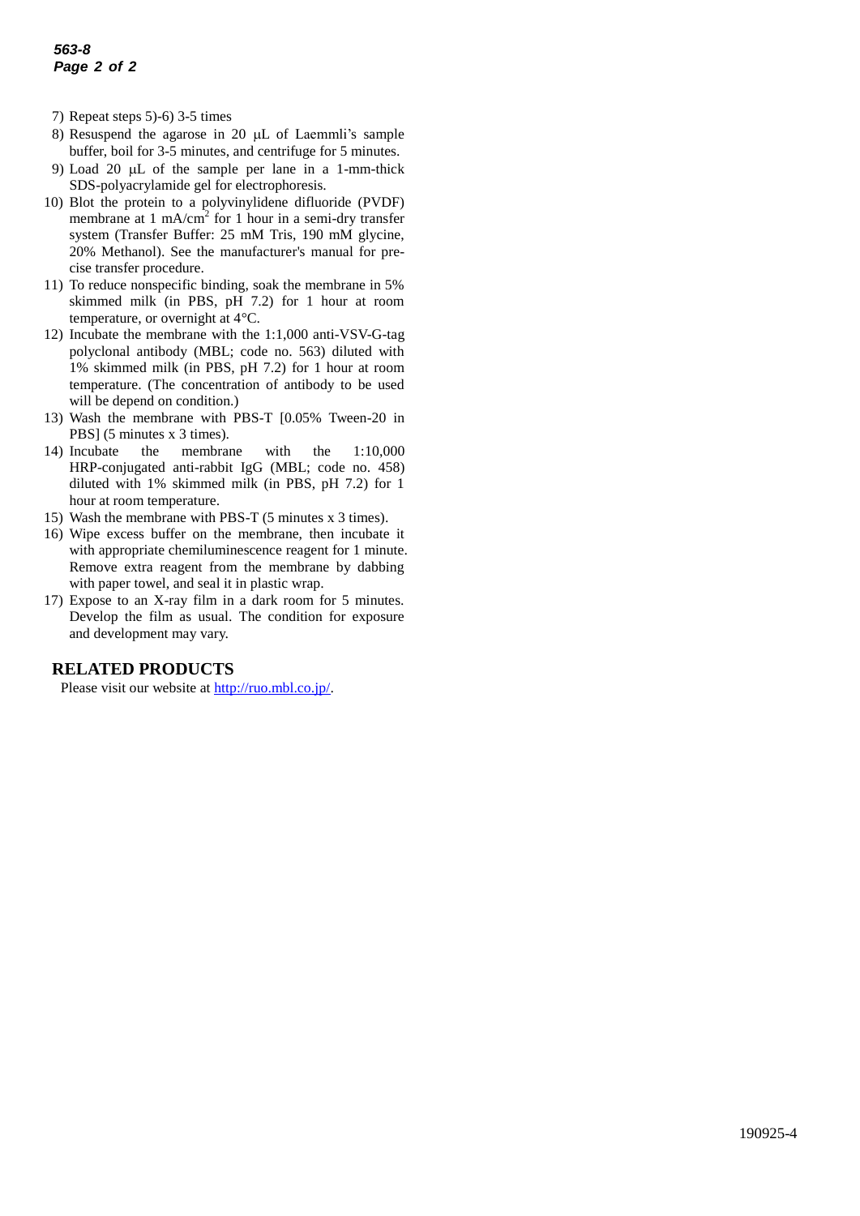7) Repeat steps 5)-6) 3-5 times
8) Resuspend the agarose in 20 μL of Laemmli's sample buffer, boil for 3-5 minutes, and centrifuge for 5 minutes.
9) Load 20 μL of the sample per lane in a 1-mm-thick SDS-polyacrylamide gel for electrophoresis.
10) Blot the protein to a polyvinylidene difluoride (PVDF) membrane at 1 mA/$cm^2$ for 1 hour in a semi-dry transfer system (Transfer Buffer: 25 mM Tris, 190 mM glycine, 20% Methanol). See the manufacturer's manual for precise transfer procedure.
11) To reduce nonspecific binding, soak the membrane in 5% skimmed milk (in PBS, pH 7.2) for 1 hour at room temperature, or overnight at 4°C.
12) Incubate the membrane with the 1:1,000 anti-VSV-G-tag polyclonal antibody (MBL; code no. 563) diluted with 1% skimmed milk (in PBS, pH 7.2) for 1 hour at room temperature. (The concentration of antibody to be used will be depend on condition.)
13) Wash the membrane with PBS-T [0.05% Tween-20 in PBS] (5 minutes x 3 times).
14) Incubate the membrane with the 1:10,000 HRP-conjugated anti-rabbit IgG (MBL; code no. 458) diluted with 1% skimmed milk (in PBS, pH 7.2) for 1 hour at room temperature.
15) Wash the membrane with PBS-T (5 minutes x 3 times).
16) Wipe excess buffer on the membrane, then incubate it with appropriate chemiluminescence reagent for 1 minute. Remove extra reagent from the membrane by dabbing with paper towel, and seal it in plastic wrap.
17) Expose to an X-ray film in a dark room for 5 minutes. Develop the film as usual. The condition for exposure and development may vary.

## RELATED PRODUCTS

Please visit our website at http://ruo.mbl.co.jp/.

190925-4